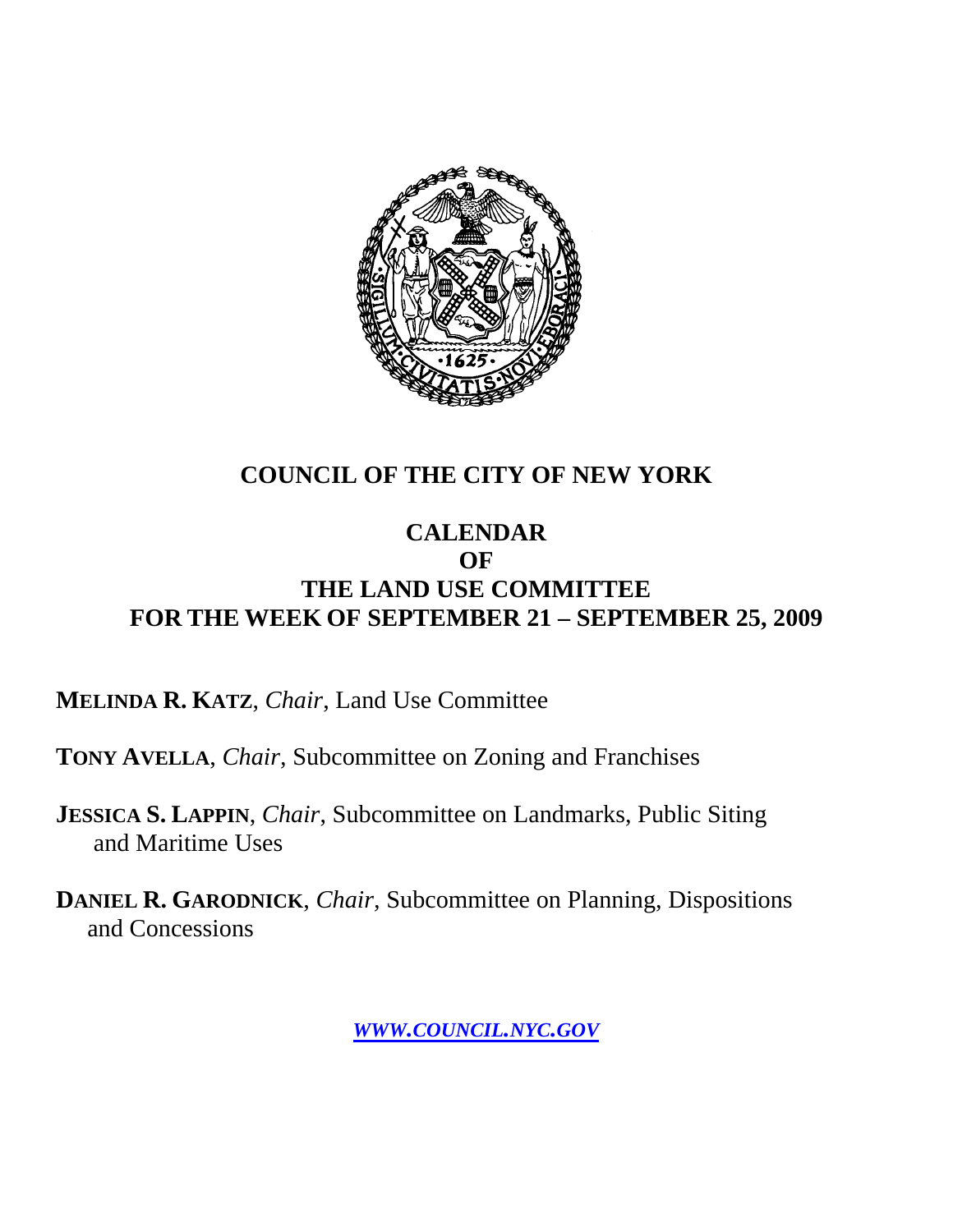# COUNCIL OF THE CITY OF NEW YORK

## CALENDAR
## OF
## THE LAND USE COMMITTEE
## FOR THE WEEK OF SEPTEMBER 21 – SEPTEMBER 25, 2009

**MELINDA R. KATZ**, *Chair*, Land Use Committee

**TONY AVELLA**, *Chair*, Subcommittee on Zoning and Franchises

**JESSICA S. LAPPIN**, *Chair*, Subcommittee on Landmarks, Public Siting and Maritime Uses

**DANIEL R. GARODNICK**, *Chair*, Subcommittee on Planning, Dispositions and Concessions

***WWW.COUNCIL.NYC.GOV***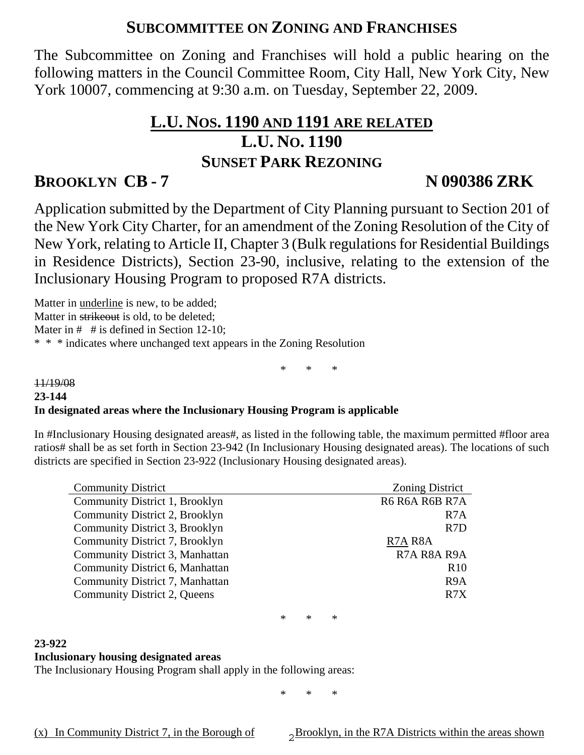## SUBCOMMITTEE ON ZONING AND FRANCHISES

The Subcommittee on Zoning and Franchises will hold a public hearing on the following matters in the Council Committee Room, City Hall, New York City, New York 10007, commencing at 9:30 a.m. on Tuesday, September 22, 2009.

### L.U. NOS. 1190 AND 1191 ARE RELATED
### L.U. NO. 1190
### SUNSET PARK REZONING

**BROOKLYN CB - 7** **N 090386 ZRK**

Application submitted by the Department of City Planning pursuant to Section 201 of the New York City Charter, for an amendment of the Zoning Resolution of the City of New York, relating to Article II, Chapter 3 (Bulk regulations for Residential Buildings in Residence Districts), Section 23-90, inclusive, relating to the extension of the Inclusionary Housing Program to proposed R7A districts.

Matter in <u>underline</u> is new, to be added;
Matter in ~~strikeout~~ is old, to be deleted;
Mater in # # is defined in Section 12-10;
\* \* \* indicates where unchanged text appears in the Zoning Resolution

\* \* \*

~~11/19/08~~
**23-144**
**In designated areas where the Inclusionary Housing Program is applicable**

In #Inclusionary Housing designated areas#, as listed in the following table, the maximum permitted #floor area ratios# shall be as set forth in Section 23-942 (In Inclusionary Housing designated areas). The locations of such districts are specified in Section 23-922 (Inclusionary Housing designated areas).

| Community District | Zoning District |
|---|---|
| Community District 1, Brooklyn | R6 R6A R6B R7A |
| Community District 2, Brooklyn | R7A |
| Community District 3, Brooklyn | R7D |
| Community District 7, Brooklyn | <u>R7A</u> R8A |
| Community District 3, Manhattan | R7A R8A R9A |
| Community District 6, Manhattan | R10 |
| Community District 7, Manhattan | R9A |
| Community District 2, Queens | R7X |

\* \* \*

**23-922**
**Inclusionary housing designated areas**
The Inclusionary Housing Program shall apply in the following areas:

\* \* \*

<u>(x) In Community District 7, in the Borough of Brooklyn, in the R7A Districts within the areas shown</u>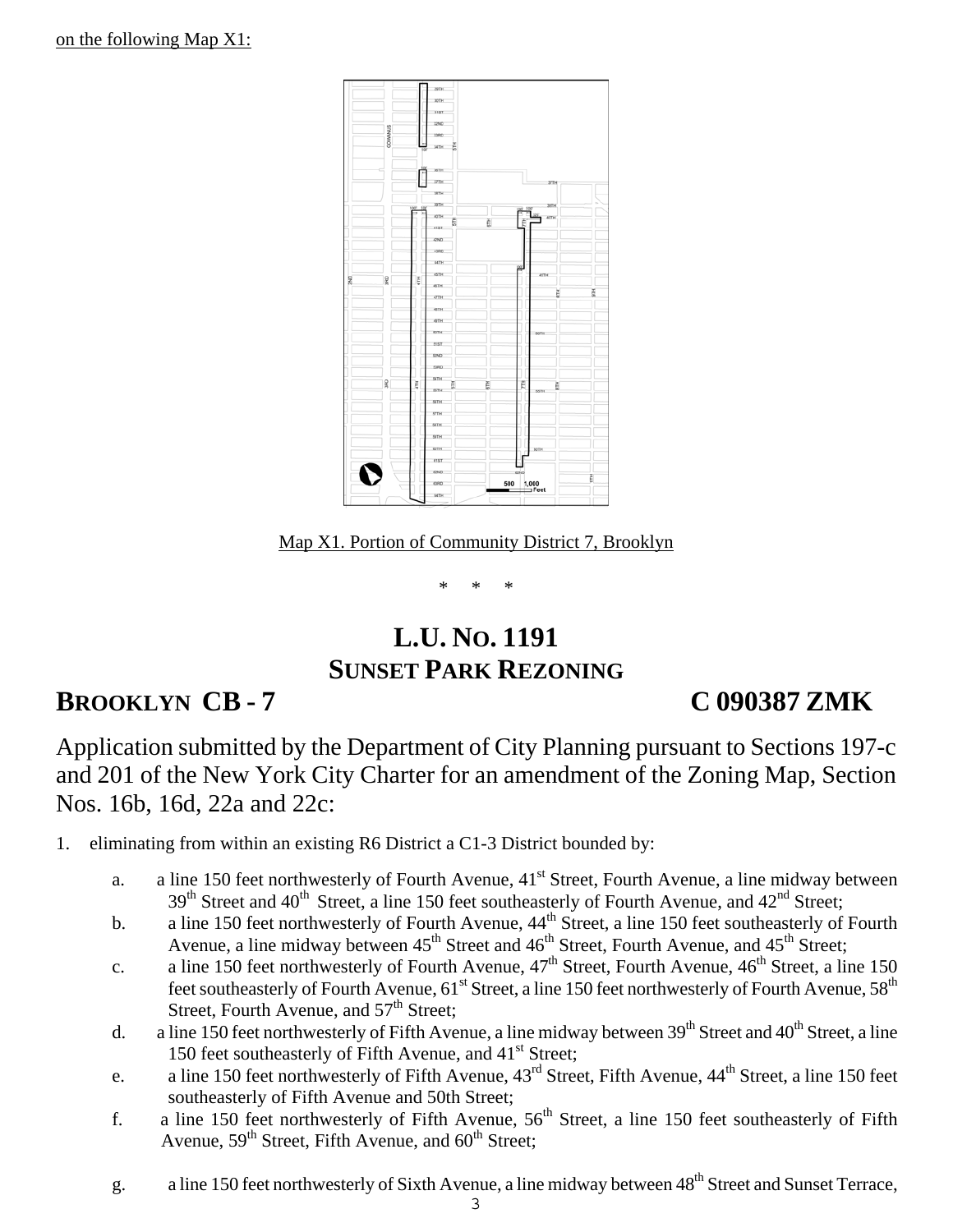on the following Map X1:

Map X1. Portion of Community District 7, Brooklyn

\*  \*  \*

# L.U. NO. 1191
# SUNSET PARK REZONING

## BROOKLYN CB - 7 C 090387 ZMK

Application submitted by the Department of City Planning pursuant to Sections 197-c and 201 of the New York City Charter for an amendment of the Zoning Map, Section Nos. 16b, 16d, 22a and 22c:

1. eliminating from within an existing R6 District a C1-3 District bounded by:

   a. a line 150 feet northwesterly of Fourth Avenue, 41st Street, Fourth Avenue, a line midway between 39th Street and 40th Street, a line 150 feet southeasterly of Fourth Avenue, and 42nd Street;
   
   b. a line 150 feet northwesterly of Fourth Avenue, 44th Street, a line 150 feet southeasterly of Fourth Avenue, a line midway between 45th Street and 46th Street, Fourth Avenue, and 45th Street;
   
   c. a line 150 feet northwesterly of Fourth Avenue, 47th Street, Fourth Avenue, 46th Street, a line 150 feet southeasterly of Fourth Avenue, 61st Street, a line 150 feet northwesterly of Fourth Avenue, 58th Street, Fourth Avenue, and 57th Street;
   
   d. a line 150 feet northwesterly of Fifth Avenue, a line midway between 39th Street and 40th Street, a line 150 feet southeasterly of Fifth Avenue, and 41st Street;
   
   e. a line 150 feet northwesterly of Fifth Avenue, 43rd Street, Fifth Avenue, 44th Street, a line 150 feet southeasterly of Fifth Avenue and 50th Street;
   
   f. a line 150 feet northwesterly of Fifth Avenue, 56th Street, a line 150 feet southeasterly of Fifth Avenue, 59th Street, Fifth Avenue, and 60th Street;
   
   g. a line 150 feet northwesterly of Sixth Avenue, a line midway between 48th Street and Sunset Terrace,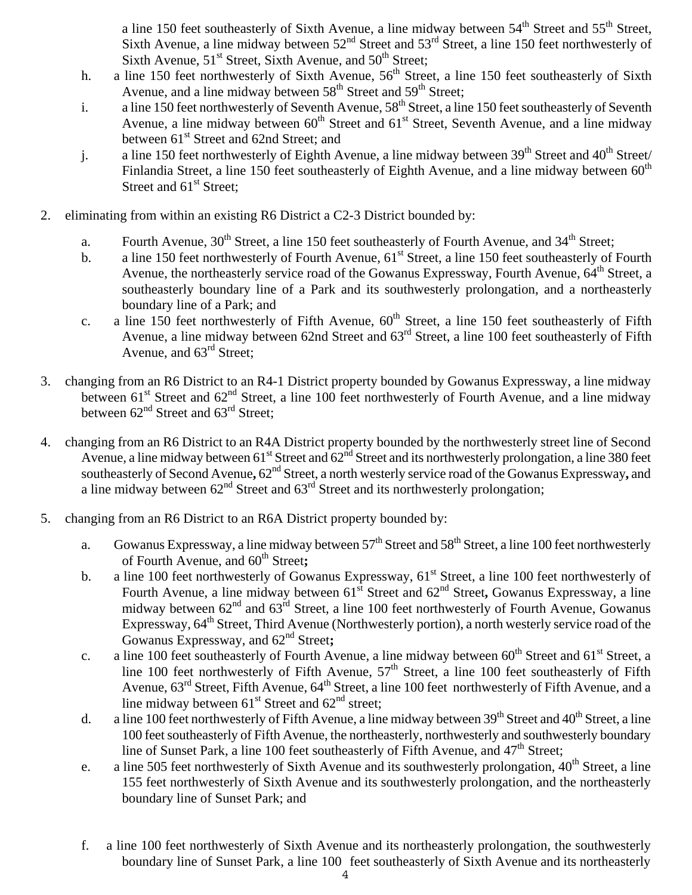a line 150 feet southeasterly of Sixth Avenue, a line midway between 54th Street and 55th Street, Sixth Avenue, a line midway between 52nd Street and 53rd Street, a line 150 feet northwesterly of Sixth Avenue, 51st Street, Sixth Avenue, and 50th Street;

h. a line 150 feet northwesterly of Sixth Avenue, 56th Street, a line 150 feet southeasterly of Sixth Avenue, and a line midway between 58th Street and 59th Street;

i. a line 150 feet northwesterly of Seventh Avenue, 58th Street, a line 150 feet southeasterly of Seventh Avenue, a line midway between 60th Street and 61st Street, Seventh Avenue, and a line midway between 61st Street and 62nd Street; and

j. a line 150 feet northwesterly of Eighth Avenue, a line midway between 39th Street and 40th Street/ Finlandia Street, a line 150 feet southeasterly of Eighth Avenue, and a line midway between 60th Street and 61st Street;

2. eliminating from within an existing R6 District a C2-3 District bounded by:

   a. Fourth Avenue, 30th Street, a line 150 feet southeasterly of Fourth Avenue, and 34th Street;

   b. a line 150 feet northwesterly of Fourth Avenue, 61st Street, a line 150 feet southeasterly of Fourth Avenue, the northeasterly service road of the Gowanus Expressway, Fourth Avenue, 64th Street, a southeasterly boundary line of a Park and its southwesterly prolongation, and a northeasterly boundary line of a Park; and

   c. a line 150 feet northwesterly of Fifth Avenue, 60th Street, a line 150 feet southeasterly of Fifth Avenue, a line midway between 62nd Street and 63rd Street, a line 100 feet southeasterly of Fifth Avenue, and 63rd Street;

3. changing from an R6 District to an R4-1 District property bounded by Gowanus Expressway, a line midway between 61st Street and 62nd Street, a line 100 feet northwesterly of Fourth Avenue, and a line midway between 62nd Street and 63rd Street;

4. changing from an R6 District to an R4A District property bounded by the northwesterly street line of Second Avenue, a line midway between 61st Street and 62nd Street and its northwesterly prolongation, a line 380 feet southeasterly of Second Avenue**,** 62nd Street, a north westerly service road of the Gowanus Expressway**,** and a line midway between 62nd Street and 63rd Street and its northwesterly prolongation;

5. changing from an R6 District to an R6A District property bounded by:

   a. Gowanus Expressway, a line midway between 57th Street and 58th Street, a line 100 feet northwesterly of Fourth Avenue, and 60th Street**;**

   b. a line 100 feet northwesterly of Gowanus Expressway, 61st Street, a line 100 feet northwesterly of Fourth Avenue, a line midway between 61st Street and 62nd Street**,** Gowanus Expressway, a line midway between 62nd and 63rd Street, a line 100 feet northwesterly of Fourth Avenue, Gowanus Expressway, 64th Street, Third Avenue (Northwesterly portion), a north westerly service road of the Gowanus Expressway, and 62nd Street**;**

   c. a line 100 feet southeasterly of Fourth Avenue, a line midway between 60th Street and 61st Street, a line 100 feet northwesterly of Fifth Avenue, 57th Street, a line 100 feet southeasterly of Fifth Avenue, 63rd Street, Fifth Avenue, 64th Street, a line 100 feet northwesterly of Fifth Avenue, and a line midway between 61st Street and 62nd street;

   d. a line 100 feet northwesterly of Fifth Avenue, a line midway between 39th Street and 40th Street, a line 100 feet southeasterly of Fifth Avenue, the northeasterly, northwesterly and southwesterly boundary line of Sunset Park, a line 100 feet southeasterly of Fifth Avenue, and 47th Street;

   e. a line 505 feet northwesterly of Sixth Avenue and its southwesterly prolongation, 40th Street, a line 155 feet northwesterly of Sixth Avenue and its southwesterly prolongation, and the northeasterly boundary line of Sunset Park; and

   f. a line 100 feet northwesterly of Sixth Avenue and its northeasterly prolongation, the southwesterly boundary line of Sunset Park, a line 100 feet southeasterly of Sixth Avenue and its northeasterly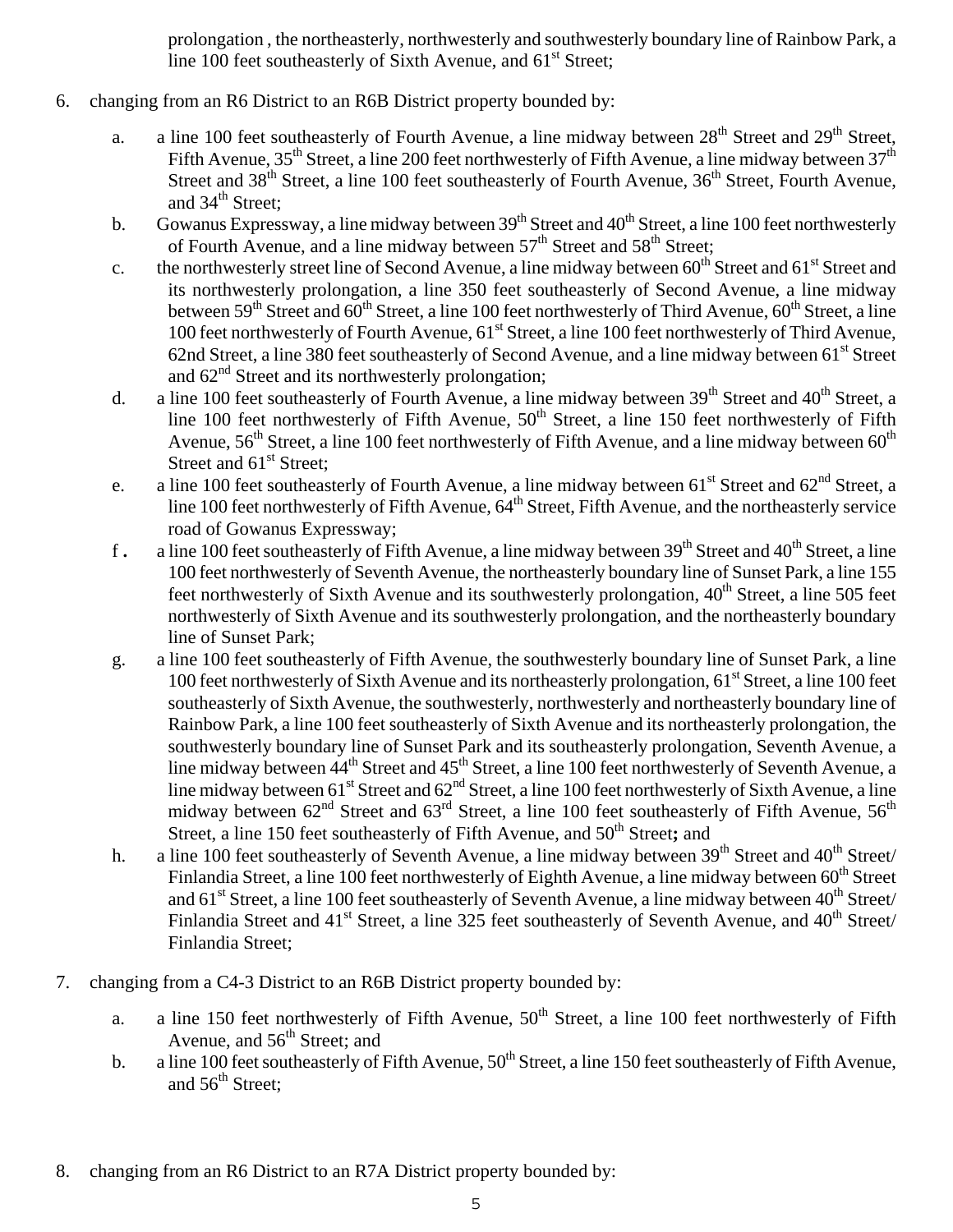prolongation , the northeasterly, northwesterly and southwesterly boundary line of Rainbow Park, a line 100 feet southeasterly of Sixth Avenue, and 61st Street;

6. changing from an R6 District to an R6B District property bounded by:

   a. a line 100 feet southeasterly of Fourth Avenue, a line midway between 28th Street and 29th Street, Fifth Avenue, 35th Street, a line 200 feet northwesterly of Fifth Avenue, a line midway between 37th Street and 38th Street, a line 100 feet southeasterly of Fourth Avenue, 36th Street, Fourth Avenue, and 34th Street;
   b. Gowanus Expressway, a line midway between 39th Street and 40th Street, a line 100 feet northwesterly of Fourth Avenue, and a line midway between 57th Street and 58th Street;
   c. the northwesterly street line of Second Avenue, a line midway between 60th Street and 61st Street and its northwesterly prolongation, a line 350 feet southeasterly of Second Avenue, a line midway between 59th Street and 60th Street, a line 100 feet northwesterly of Third Avenue, 60th Street, a line 100 feet northwesterly of Fourth Avenue, 61st Street, a line 100 feet northwesterly of Third Avenue, 62nd Street, a line 380 feet southeasterly of Second Avenue, and a line midway between 61st Street and 62nd Street and its northwesterly prolongation;
   d. a line 100 feet southeasterly of Fourth Avenue, a line midway between 39th Street and 40th Street, a line 100 feet northwesterly of Fifth Avenue, 50th Street, a line 150 feet northwesterly of Fifth Avenue, 56th Street, a line 100 feet northwesterly of Fifth Avenue, and a line midway between 60th Street and 61st Street;
   e. a line 100 feet southeasterly of Fourth Avenue, a line midway between 61st Street and 62nd Street, a line 100 feet northwesterly of Fifth Avenue, 64th Street, Fifth Avenue, and the northeasterly service road of Gowanus Expressway;
   f. a line 100 feet southeasterly of Fifth Avenue, a line midway between 39th Street and 40th Street, a line 100 feet northwesterly of Seventh Avenue, the northeasterly boundary line of Sunset Park, a line 155 feet northwesterly of Sixth Avenue and its southwesterly prolongation, 40th Street, a line 505 feet northwesterly of Sixth Avenue and its southwesterly prolongation, and the northeasterly boundary line of Sunset Park;
   g. a line 100 feet southeasterly of Fifth Avenue, the southwesterly boundary line of Sunset Park, a line 100 feet northwesterly of Sixth Avenue and its northeasterly prolongation, 61st Street, a line 100 feet southeasterly of Sixth Avenue, the southwesterly, northwesterly and northeasterly boundary line of Rainbow Park, a line 100 feet southeasterly of Sixth Avenue and its northeasterly prolongation, the southwesterly boundary line of Sunset Park and its southeasterly prolongation, Seventh Avenue, a line midway between 44th Street and 45th Street, a line 100 feet northwesterly of Seventh Avenue, a line midway between 61st Street and 62nd Street, a line 100 feet northwesterly of Sixth Avenue, a line midway between 62nd Street and 63rd Street, a line 100 feet southeasterly of Fifth Avenue, 56th Street, a line 150 feet southeasterly of Fifth Avenue, and 50th Street**;** and
   h. a line 100 feet southeasterly of Seventh Avenue, a line midway between 39th Street and 40th Street/ Finlandia Street, a line 100 feet northwesterly of Eighth Avenue, a line midway between 60th Street and 61st Street, a line 100 feet southeasterly of Seventh Avenue, a line midway between 40th Street/ Finlandia Street and 41st Street, a line 325 feet southeasterly of Seventh Avenue, and 40th Street/ Finlandia Street;

7. changing from a C4-3 District to an R6B District property bounded by:

   a. a line 150 feet northwesterly of Fifth Avenue, 50th Street, a line 100 feet northwesterly of Fifth Avenue, and 56th Street; and
   b. a line 100 feet southeasterly of Fifth Avenue, 50th Street, a line 150 feet southeasterly of Fifth Avenue, and 56th Street;

8. changing from an R6 District to an R7A District property bounded by: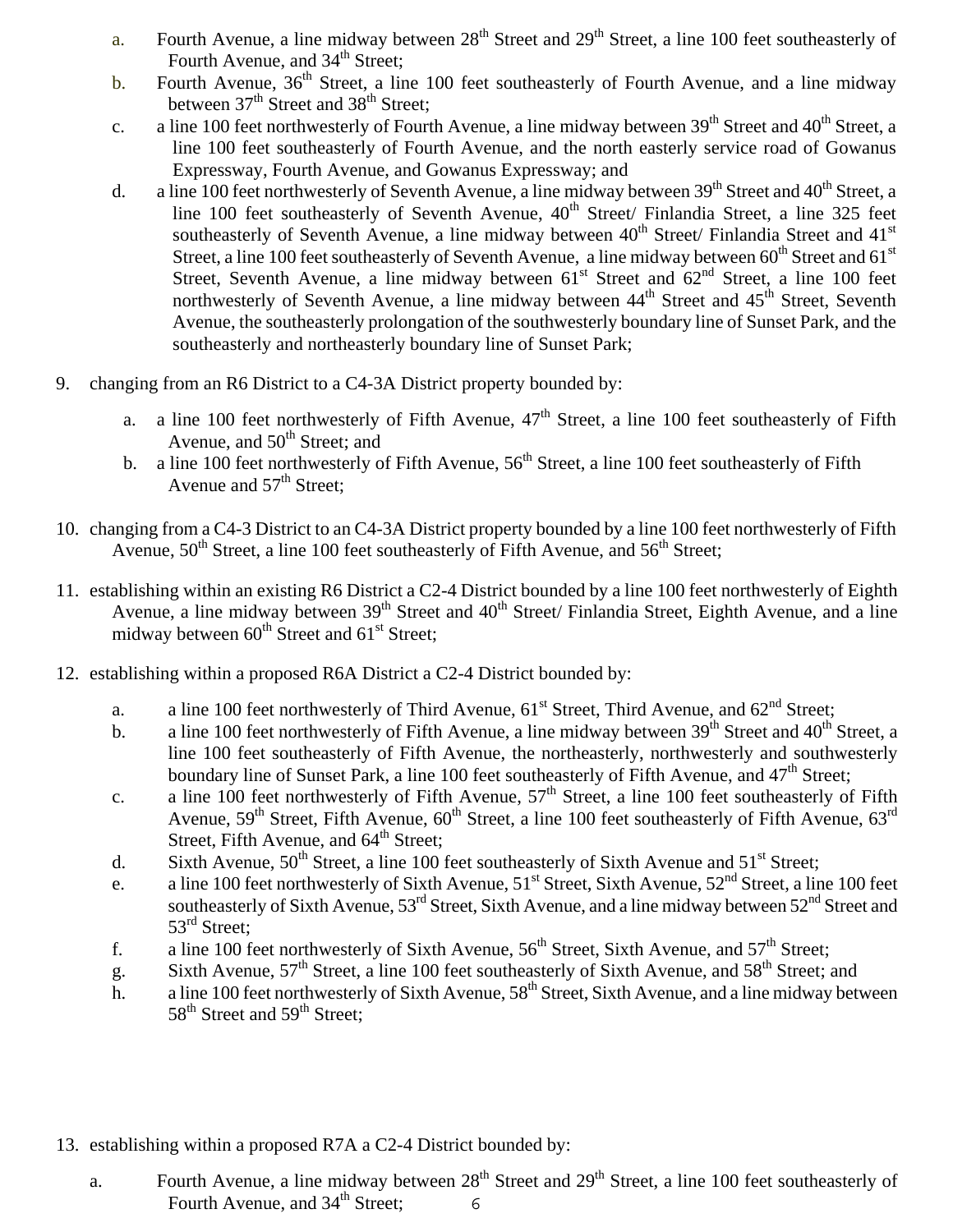a. Fourth Avenue, a line midway between 28th Street and 29th Street, a line 100 feet southeasterly of Fourth Avenue, and 34th Street;
b. Fourth Avenue, 36th Street, a line 100 feet southeasterly of Fourth Avenue, and a line midway between 37th Street and 38th Street;
c. a line 100 feet northwesterly of Fourth Avenue, a line midway between 39th Street and 40th Street, a line 100 feet southeasterly of Fourth Avenue, and the north easterly service road of Gowanus Expressway, Fourth Avenue, and Gowanus Expressway; and
d. a line 100 feet northwesterly of Seventh Avenue, a line midway between 39th Street and 40th Street, a line 100 feet southeasterly of Seventh Avenue, 40th Street/ Finlandia Street, a line 325 feet southeasterly of Seventh Avenue, a line midway between 40th Street/ Finlandia Street and 41st Street, a line 100 feet southeasterly of Seventh Avenue, a line midway between 60th Street and 61st Street, Seventh Avenue, a line midway between 61st Street and 62nd Street, a line 100 feet northwesterly of Seventh Avenue, a line midway between 44th Street and 45th Street, Seventh Avenue, the southeasterly prolongation of the southwesterly boundary line of Sunset Park, and the southeasterly and northeasterly boundary line of Sunset Park;

9. changing from an R6 District to a C4-3A District property bounded by:

   a. a line 100 feet northwesterly of Fifth Avenue, 47th Street, a line 100 feet southeasterly of Fifth Avenue, and 50th Street; and
   b. a line 100 feet northwesterly of Fifth Avenue, 56th Street, a line 100 feet southeasterly of Fifth Avenue and 57th Street;

10. changing from a C4-3 District to an C4-3A District property bounded by a line 100 feet northwesterly of Fifth Avenue, 50th Street, a line 100 feet southeasterly of Fifth Avenue, and 56th Street;

11. establishing within an existing R6 District a C2-4 District bounded by a line 100 feet northwesterly of Eighth Avenue, a line midway between 39th Street and 40th Street/ Finlandia Street, Eighth Avenue, and a line midway between 60th Street and 61st Street;

12. establishing within a proposed R6A District a C2-4 District bounded by:

    a. a line 100 feet northwesterly of Third Avenue, 61st Street, Third Avenue, and 62nd Street;
    b. a line 100 feet northwesterly of Fifth Avenue, a line midway between 39th Street and 40th Street, a line 100 feet southeasterly of Fifth Avenue, the northeasterly, northwesterly and southwesterly boundary line of Sunset Park, a line 100 feet southeasterly of Fifth Avenue, and 47th Street;
    c. a line 100 feet northwesterly of Fifth Avenue, 57th Street, a line 100 feet southeasterly of Fifth Avenue, 59th Street, Fifth Avenue, 60th Street, a line 100 feet southeasterly of Fifth Avenue, 63rd Street, Fifth Avenue, and 64th Street;
    d. Sixth Avenue, 50th Street, a line 100 feet southeasterly of Sixth Avenue and 51st Street;
    e. a line 100 feet northwesterly of Sixth Avenue, 51st Street, Sixth Avenue, 52nd Street, a line 100 feet southeasterly of Sixth Avenue, 53rd Street, Sixth Avenue, and a line midway between 52nd Street and 53rd Street;
    f. a line 100 feet northwesterly of Sixth Avenue, 56th Street, Sixth Avenue, and 57th Street;
    g. Sixth Avenue, 57th Street, a line 100 feet southeasterly of Sixth Avenue, and 58th Street; and
    h. a line 100 feet northwesterly of Sixth Avenue, 58th Street, Sixth Avenue, and a line midway between 58th Street and 59th Street;

13. establishing within a proposed R7A a C2-4 District bounded by:

    a. Fourth Avenue, a line midway between 28th Street and 29th Street, a line 100 feet southeasterly of Fourth Avenue, and 34th Street;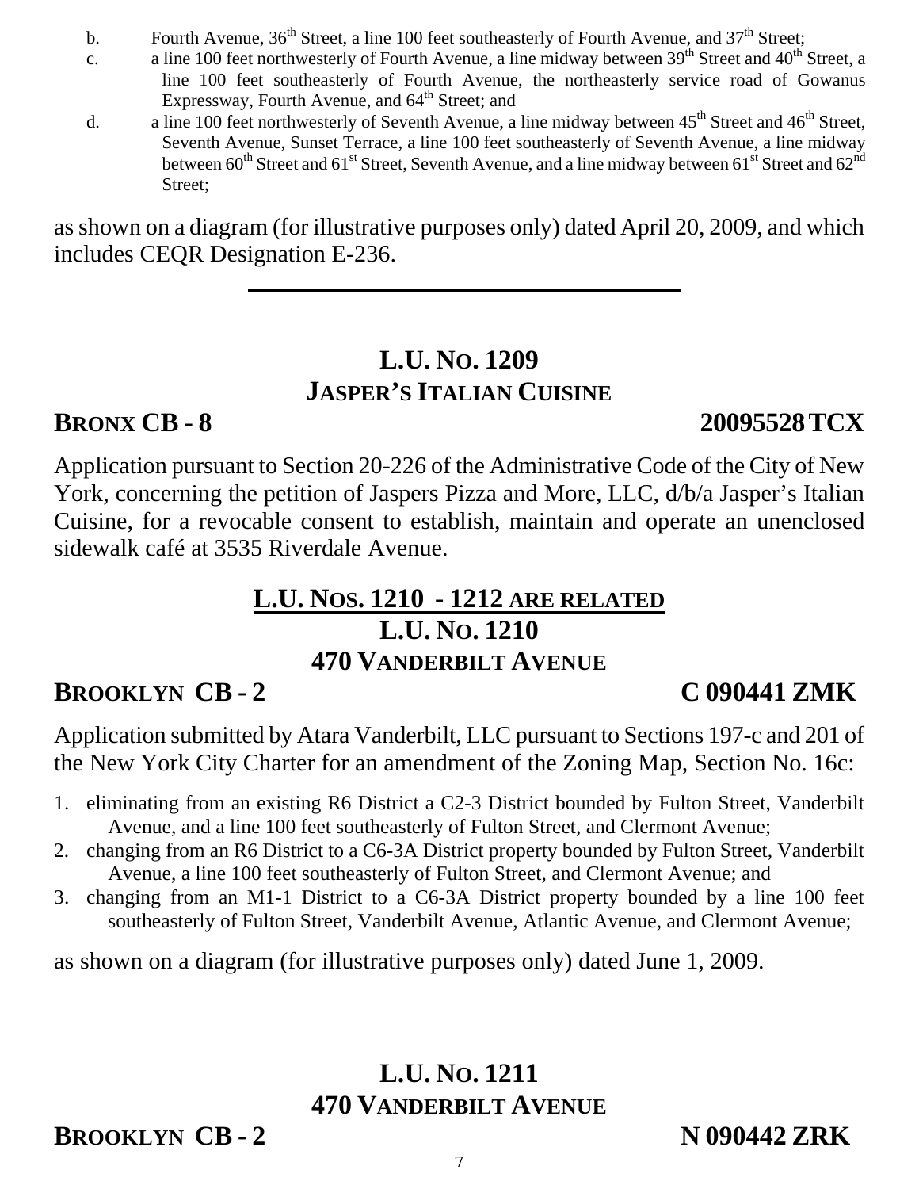b. Fourth Avenue, 36th Street, a line 100 feet southeasterly of Fourth Avenue, and 37th Street;

c. a line 100 feet northwesterly of Fourth Avenue, a line midway between 39th Street and 40th Street, a line 100 feet southeasterly of Fourth Avenue, the northeasterly service road of Gowanus Expressway, Fourth Avenue, and 64th Street; and

d. a line 100 feet northwesterly of Seventh Avenue, a line midway between 45th Street and 46th Street, Seventh Avenue, Sunset Terrace, a line 100 feet southeasterly of Seventh Avenue, a line midway between 60th Street and 61st Street, Seventh Avenue, and a line midway between 61st Street and 62nd Street;

as shown on a diagram (for illustrative purposes only) dated April 20, 2009, and which includes CEQR Designation E-236.

---

## L.U. NO. 1209
## JASPER'S ITALIAN CUISINE

**BRONX CB - 8** **20095528 TCX**

Application pursuant to Section 20-226 of the Administrative Code of the City of New York, concerning the petition of Jaspers Pizza and More, LLC, d/b/a Jasper's Italian Cuisine, for a revocable consent to establish, maintain and operate an unenclosed sidewalk café at 3535 Riverdale Avenue.

## L.U. NOS. 1210 - 1212 ARE RELATED
## L.U. NO. 1210
## 470 VANDERBILT AVENUE

**BROOKLYN CB - 2** **C 090441 ZMK**

Application submitted by Atara Vanderbilt, LLC pursuant to Sections 197-c and 201 of the New York City Charter for an amendment of the Zoning Map, Section No. 16c:

1. eliminating from an existing R6 District a C2-3 District bounded by Fulton Street, Vanderbilt Avenue, and a line 100 feet southeasterly of Fulton Street, and Clermont Avenue;
2. changing from an R6 District to a C6-3A District property bounded by Fulton Street, Vanderbilt Avenue, a line 100 feet southeasterly of Fulton Street, and Clermont Avenue; and
3. changing from an M1-1 District to a C6-3A District property bounded by a line 100 feet southeasterly of Fulton Street, Vanderbilt Avenue, Atlantic Avenue, and Clermont Avenue;

as shown on a diagram (for illustrative purposes only) dated June 1, 2009.

## L.U. NO. 1211
## 470 VANDERBILT AVENUE

**BROOKLYN CB - 2** **N 090442 ZRK**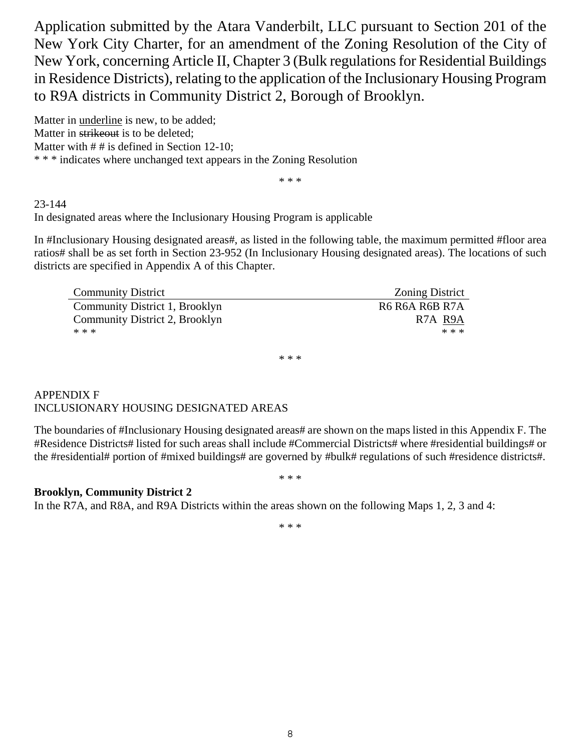Application submitted by the Atara Vanderbilt, LLC pursuant to Section 201 of the New York City Charter, for an amendment of the Zoning Resolution of the City of New York, concerning Article II, Chapter 3 (Bulk regulations for Residential Buildings in Residence Districts), relating to the application of the Inclusionary Housing Program to R9A districts in Community District 2, Borough of Brooklyn.

Matter in <u>underline</u> is new, to be added;
Matter in ~~strikeout~~ is to be deleted;
Matter with # # is defined in Section 12-10;
* * * indicates where unchanged text appears in the Zoning Resolution

* * *

23-144
In designated areas where the Inclusionary Housing Program is applicable

In #Inclusionary Housing designated areas#, as listed in the following table, the maximum permitted #floor area ratios# shall be as set forth in Section 23-952 (In Inclusionary Housing designated areas). The locations of such districts are specified in Appendix A of this Chapter.

| Community District | Zoning District |
|---|---|
| Community District 1, Brooklyn | R6 R6A R6B R7A |
| Community District 2, Brooklyn | R7A <u>R9A</u> |
| * * * | * * * |

* * *

APPENDIX F
INCLUSIONARY HOUSING DESIGNATED AREAS

The boundaries of #Inclusionary Housing designated areas# are shown on the maps listed in this Appendix F. The #Residence Districts# listed for such areas shall include #Commercial Districts# where #residential buildings# or the #residential# portion of #mixed buildings# are governed by #bulk# regulations of such #residence districts#.

* * *

**Brooklyn, Community District 2**
In the R7A, ~~and~~ R8A, <u>and R9A</u> Districts within the areas shown on the following Maps 1, 2, 3 and 4:

* * *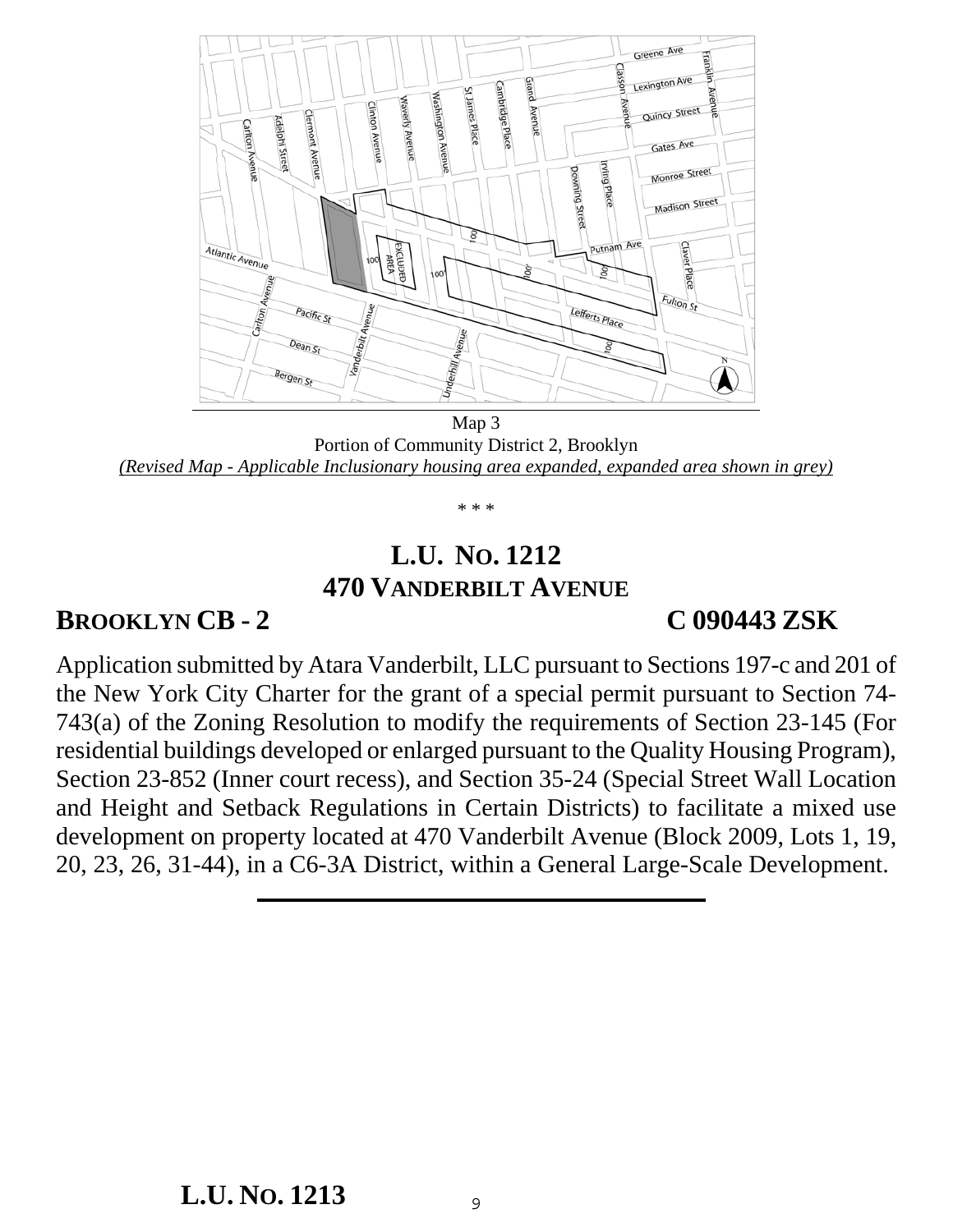Map 3
Portion of Community District 2, Brooklyn
*(Revised Map - Applicable Inclusionary housing area expanded, expanded area shown in grey)*

\* \* \*

## L.U. No. 1212
## 470 Vanderbilt Avenue

**Brooklyn CB - 2** **C 090443 ZSK**

Application submitted by Atara Vanderbilt, LLC pursuant to Sections 197-c and 201 of the New York City Charter for the grant of a special permit pursuant to Section 74-743(a) of the Zoning Resolution to modify the requirements of Section 23-145 (For residential buildings developed or enlarged pursuant to the Quality Housing Program), Section 23-852 (Inner court recess), and Section 35-24 (Special Street Wall Location and Height and Setback Regulations in Certain Districts) to facilitate a mixed use development on property located at 470 Vanderbilt Avenue (Block 2009, Lots 1, 19, 20, 23, 26, 31-44), in a C6-3A District, within a General Large-Scale Development.

## L.U. No. 1213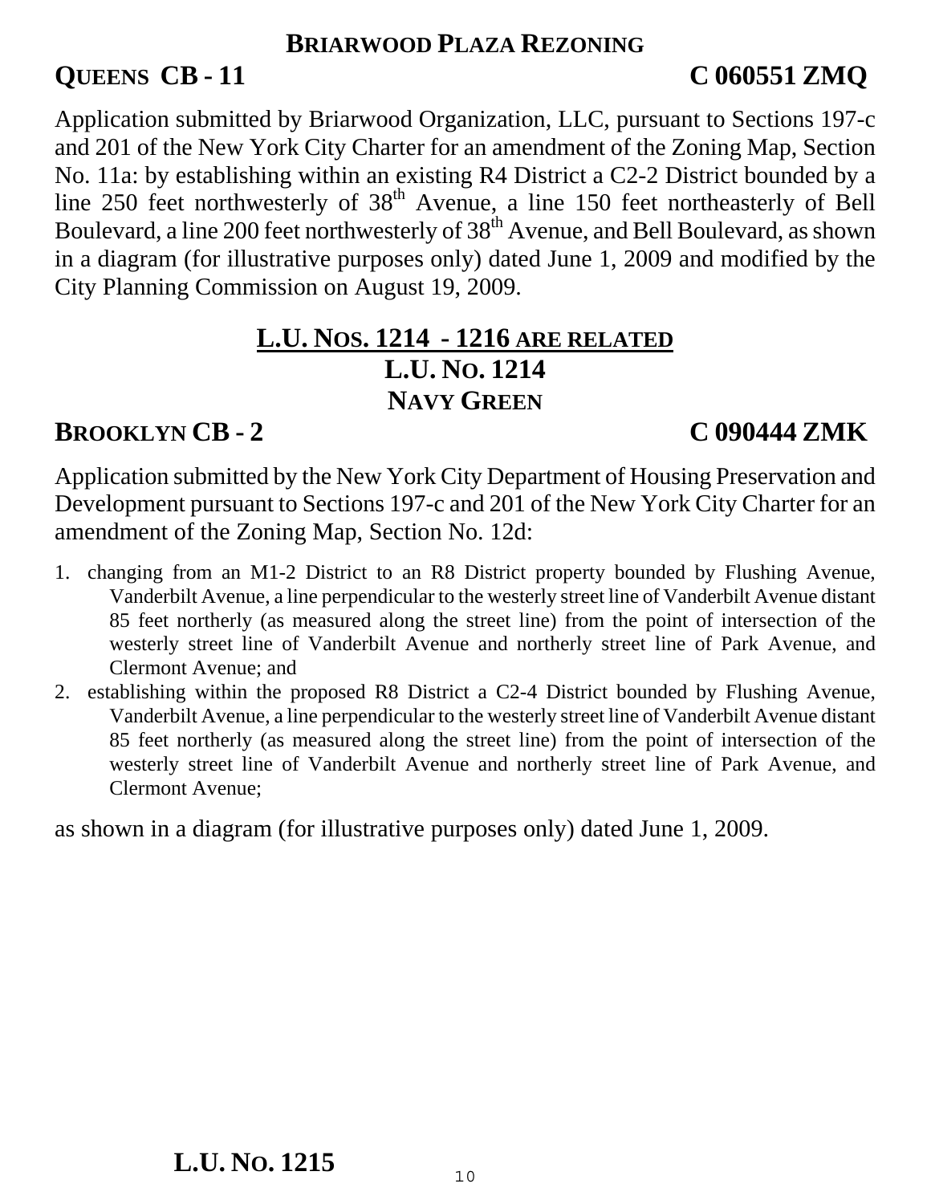**BRIARWOOD PLAZA REZONING**

**QUEENS CB - 11** **C 060551 ZMQ**

Application submitted by Briarwood Organization, LLC, pursuant to Sections 197-c and 201 of the New York City Charter for an amendment of the Zoning Map, Section No. 11a: by establishing within an existing R4 District a C2-2 District bounded by a line 250 feet northwesterly of 38th Avenue, a line 150 feet northeasterly of Bell Boulevard, a line 200 feet northwesterly of 38th Avenue, and Bell Boulevard, as shown in a diagram (for illustrative purposes only) dated June 1, 2009 and modified by the City Planning Commission on August 19, 2009.

**L.U. NOS. 1214 - 1216 ARE RELATED**

**L.U. NO. 1214**

**NAVY GREEN**

**BROOKLYN CB - 2** **C 090444 ZMK**

Application submitted by the New York City Department of Housing Preservation and Development pursuant to Sections 197-c and 201 of the New York City Charter for an amendment of the Zoning Map, Section No. 12d:

1. changing from an M1-2 District to an R8 District property bounded by Flushing Avenue, Vanderbilt Avenue, a line perpendicular to the westerly street line of Vanderbilt Avenue distant 85 feet northerly (as measured along the street line) from the point of intersection of the westerly street line of Vanderbilt Avenue and northerly street line of Park Avenue, and Clermont Avenue; and
2. establishing within the proposed R8 District a C2-4 District bounded by Flushing Avenue, Vanderbilt Avenue, a line perpendicular to the westerly street line of Vanderbilt Avenue distant 85 feet northerly (as measured along the street line) from the point of intersection of the westerly street line of Vanderbilt Avenue and northerly street line of Park Avenue, and Clermont Avenue;

as shown in a diagram (for illustrative purposes only) dated June 1, 2009.

**L.U. NO. 1215**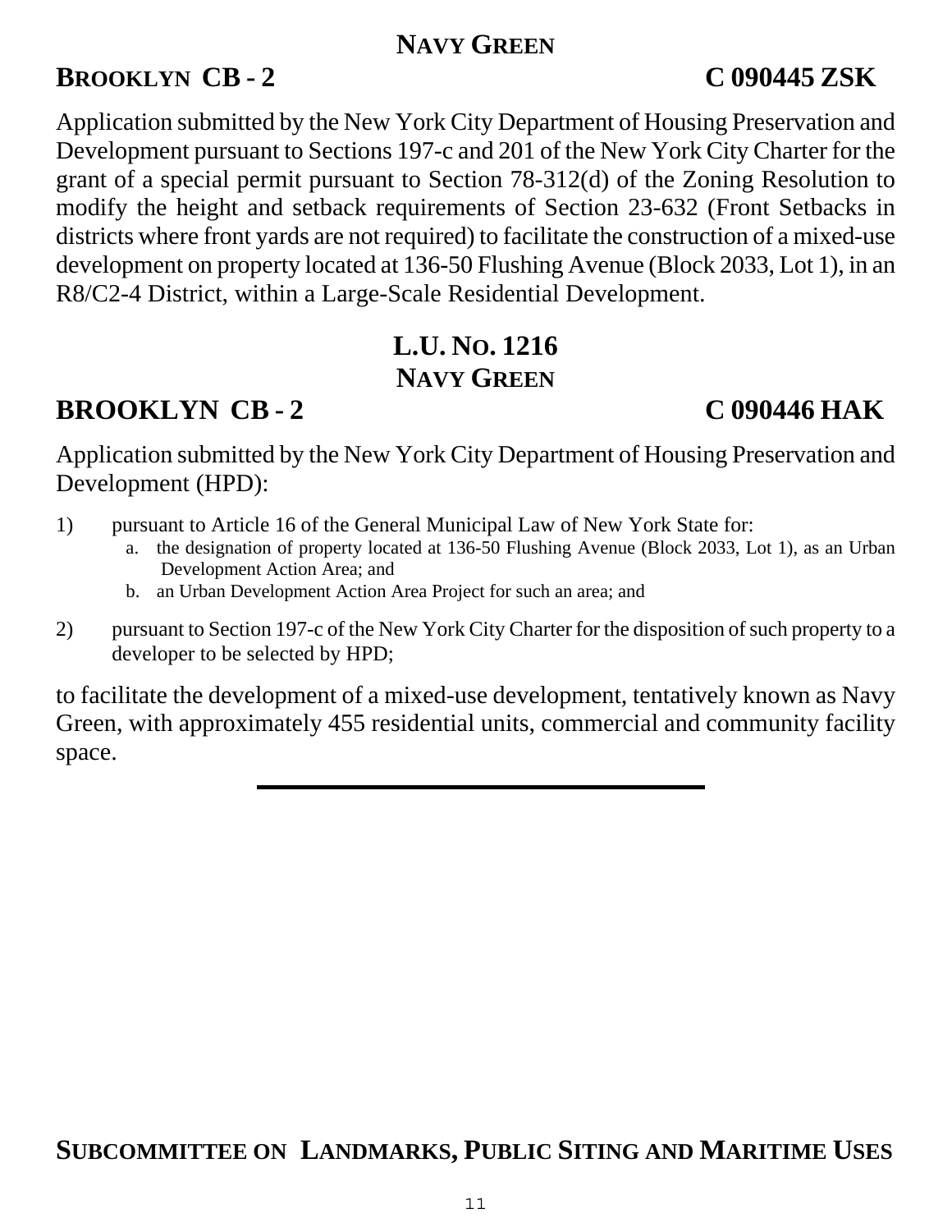## NAVY GREEN

**BROOKLYN CB - 2** **C 090445 ZSK**

Application submitted by the New York City Department of Housing Preservation and Development pursuant to Sections 197-c and 201 of the New York City Charter for the grant of a special permit pursuant to Section 78-312(d) of the Zoning Resolution to modify the height and setback requirements of Section 23-632 (Front Setbacks in districts where front yards are not required) to facilitate the construction of a mixed-use development on property located at 136-50 Flushing Avenue (Block 2033, Lot 1), in an R8/C2-4 District, within a Large-Scale Residential Development.

## L.U. NO. 1216
## NAVY GREEN

**BROOKLYN CB - 2** **C 090446 HAK**

Application submitted by the New York City Department of Housing Preservation and Development (HPD):

1) pursuant to Article 16 of the General Municipal Law of New York State for:
   a. the designation of property located at 136-50 Flushing Avenue (Block 2033, Lot 1), as an Urban Development Action Area; and
   b. an Urban Development Action Area Project for such an area; and

2) pursuant to Section 197-c of the New York City Charter for the disposition of such property to a developer to be selected by HPD;

to facilitate the development of a mixed-use development, tentatively known as Navy Green, with approximately 455 residential units, commercial and community facility space.

---

## SUBCOMMITTEE ON LANDMARKS, PUBLIC SITING AND MARITIME USES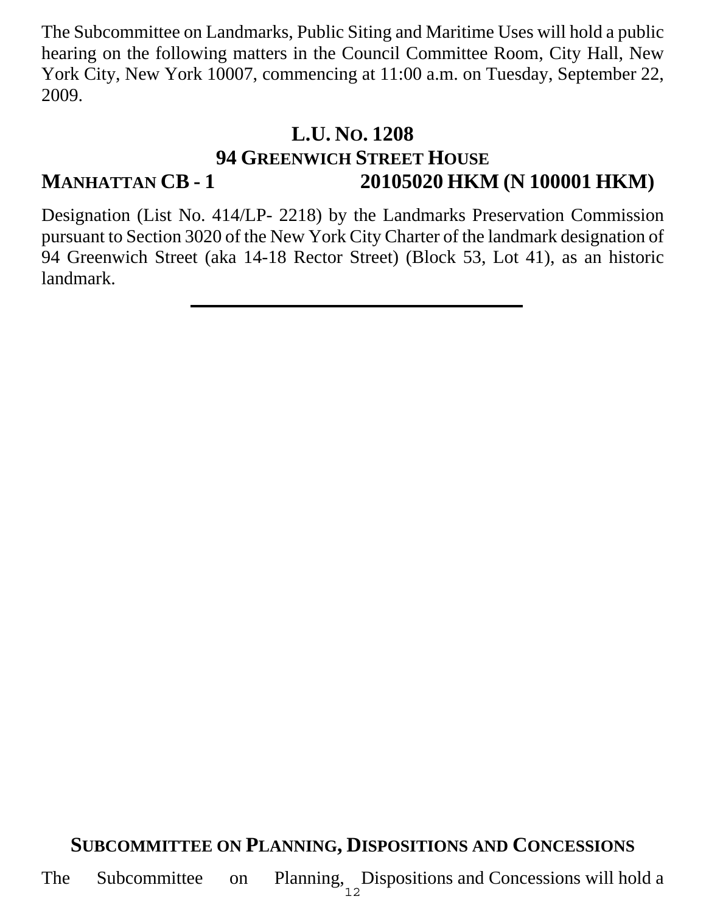The Subcommittee on Landmarks, Public Siting and Maritime Uses will hold a public hearing on the following matters in the Council Committee Room, City Hall, New York City, New York 10007, commencing at 11:00 a.m. on Tuesday, September 22, 2009.

**L.U. NO. 1208**
**94 GREENWICH STREET HOUSE**
**MANHATTAN CB - 1** **20105020 HKM (N 100001 HKM)**

Designation (List No. 414/LP- 2218) by the Landmarks Preservation Commission pursuant to Section 3020 of the New York City Charter of the landmark designation of 94 Greenwich Street (aka 14-18 Rector Street) (Block 53, Lot 41), as an historic landmark.

---

## SUBCOMMITTEE ON PLANNING, DISPOSITIONS AND CONCESSIONS

The Subcommittee on Planning, Dispositions and Concessions will hold a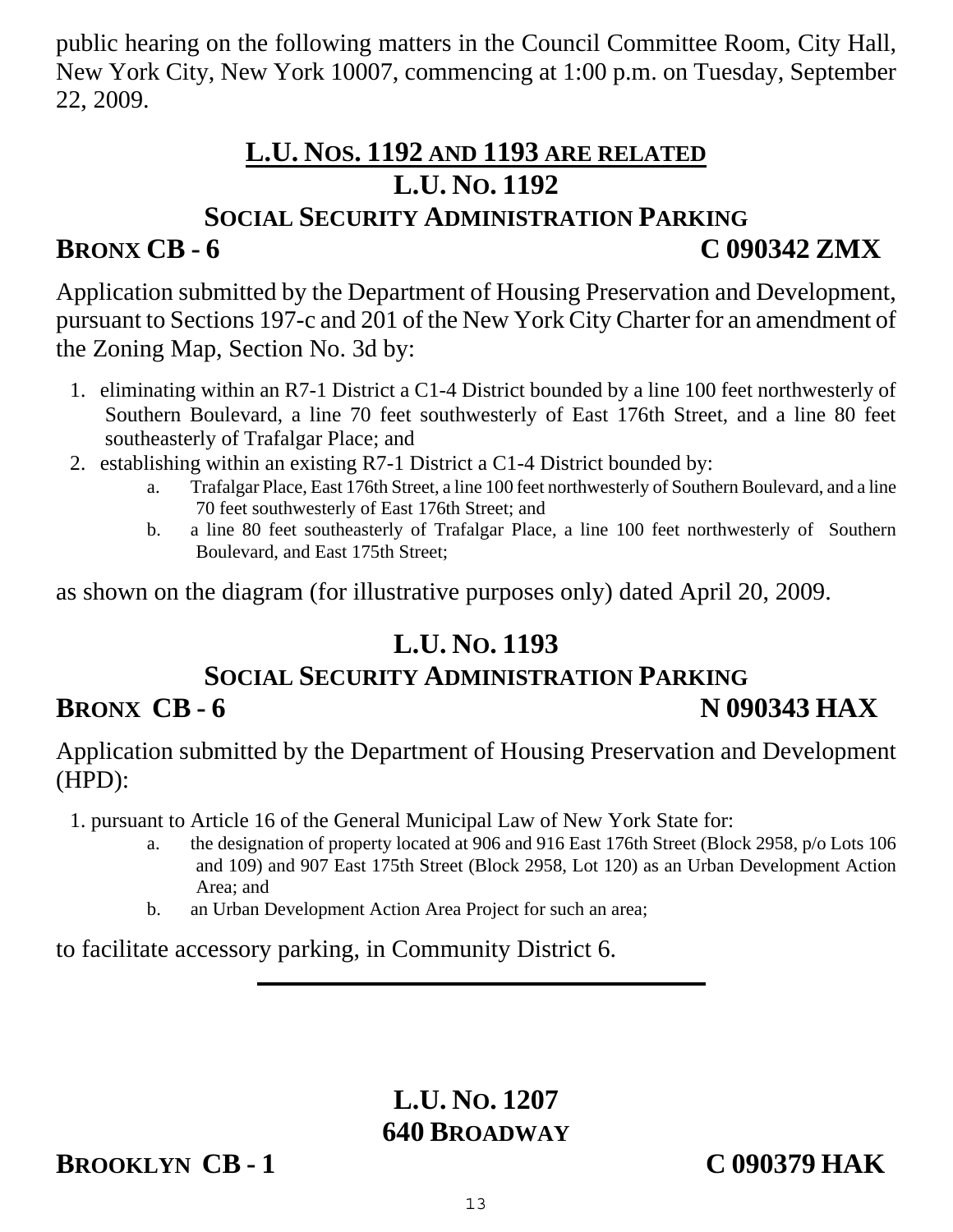public hearing on the following matters in the Council Committee Room, City Hall, New York City, New York 10007, commencing at 1:00 p.m. on Tuesday, September 22, 2009.

## L.U. NOS. 1192 AND 1193 ARE RELATED

## L.U. NO. 1192

## SOCIAL SECURITY ADMINISTRATION PARKING

**BRONX CB - 6** **C 090342 ZMX**

Application submitted by the Department of Housing Preservation and Development, pursuant to Sections 197-c and 201 of the New York City Charter for an amendment of the Zoning Map, Section No. 3d by:

1. eliminating within an R7-1 District a C1-4 District bounded by a line 100 feet northwesterly of Southern Boulevard, a line 70 feet southwesterly of East 176th Street, and a line 80 feet southeasterly of Trafalgar Place; and
2. establishing within an existing R7-1 District a C1-4 District bounded by:
   a. Trafalgar Place, East 176th Street, a line 100 feet northwesterly of Southern Boulevard, and a line 70 feet southwesterly of East 176th Street; and
   b. a line 80 feet southeasterly of Trafalgar Place, a line 100 feet northwesterly of Southern Boulevard, and East 175th Street;

as shown on the diagram (for illustrative purposes only) dated April 20, 2009.

## L.U. NO. 1193

## SOCIAL SECURITY ADMINISTRATION PARKING

**BRONX CB - 6** **N 090343 HAX**

Application submitted by the Department of Housing Preservation and Development (HPD):

1. pursuant to Article 16 of the General Municipal Law of New York State for:
   a. the designation of property located at 906 and 916 East 176th Street (Block 2958, p/o Lots 106 and 109) and 907 East 175th Street (Block 2958, Lot 120) as an Urban Development Action Area; and
   b. an Urban Development Action Area Project for such an area;

to facilitate accessory parking, in Community District 6.

---

## L.U. NO. 1207

## 640 BROADWAY

**BROOKLYN CB - 1** **C 090379 HAK**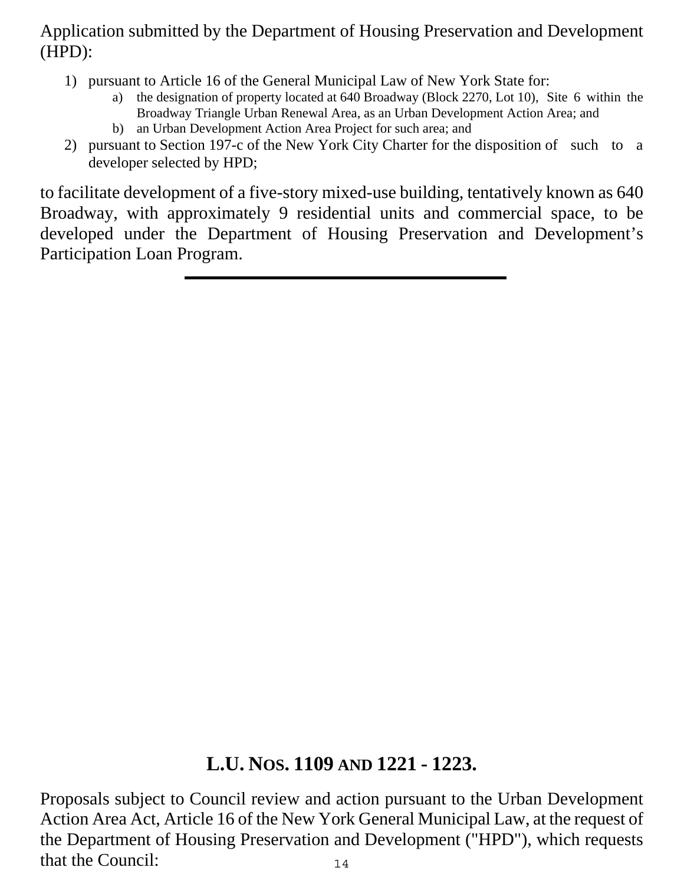Application submitted by the Department of Housing Preservation and Development (HPD):

1) pursuant to Article 16 of the General Municipal Law of New York State for:
   a) the designation of property located at 640 Broadway (Block 2270, Lot 10), Site 6 within the Broadway Triangle Urban Renewal Area, as an Urban Development Action Area; and
   b) an Urban Development Action Area Project for such area; and
2) pursuant to Section 197-c of the New York City Charter for the disposition of such to a developer selected by HPD;

to facilitate development of a five-story mixed-use building, tentatively known as 640 Broadway, with approximately 9 residential units and commercial space, to be developed under the Department of Housing Preservation and Development's Participation Loan Program.

---

## L.U. NOS. 1109 AND 1221 - 1223.

Proposals subject to Council review and action pursuant to the Urban Development Action Area Act, Article 16 of the New York General Municipal Law, at the request of the Department of Housing Preservation and Development ("HPD"), which requests that the Council: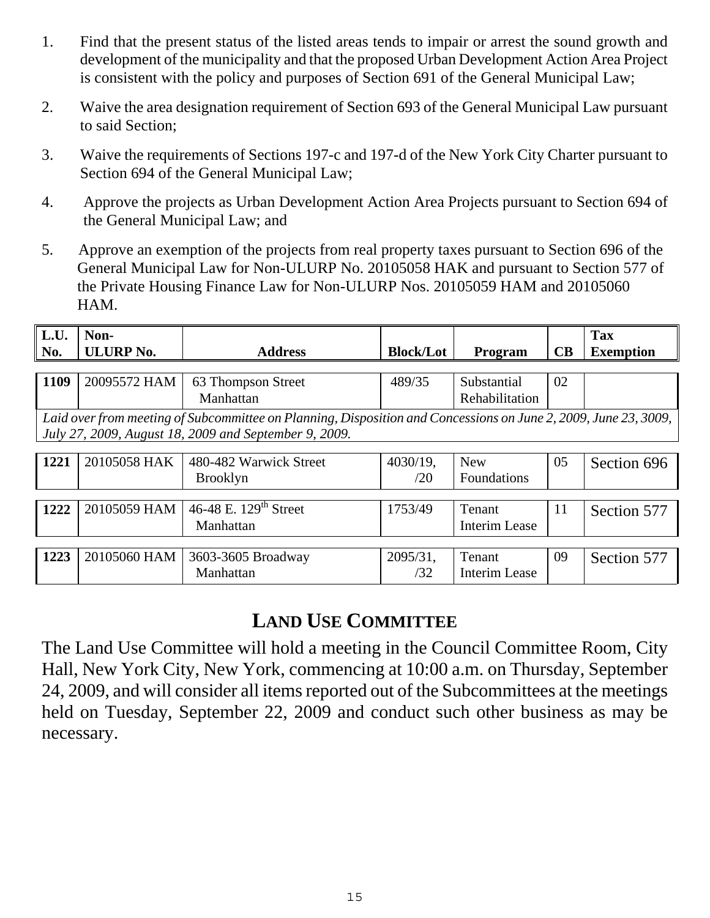1. Find that the present status of the listed areas tends to impair or arrest the sound growth and development of the municipality and that the proposed Urban Development Action Area Project is consistent with the policy and purposes of Section 691 of the General Municipal Law;

2. Waive the area designation requirement of Section 693 of the General Municipal Law pursuant to said Section;

3. Waive the requirements of Sections 197-c and 197-d of the New York City Charter pursuant to Section 694 of the General Municipal Law;

4. Approve the projects as Urban Development Action Area Projects pursuant to Section 694 of the General Municipal Law; and

5. Approve an exemption of the projects from real property taxes pursuant to Section 696 of the General Municipal Law for Non-ULURP No. 20105058 HAK and pursuant to Section 577 of the Private Housing Finance Law for Non-ULURP Nos. 20105059 HAM and 20105060 HAM.

| L.U. No. | Non-ULURP No. | Address | Block/Lot | Program | CB | Tax Exemption |
|---|---|---|---|---|---|---|
| **1109** | 20095572 HAM | 63 Thompson Street Manhattan | 489/35 | Substantial Rehabilitation | 02 | |
| *Laid over from meeting of Subcommittee on Planning, Disposition and Concessions on June 2, 2009, June 23, 3009, July 27, 2009, August 18, 2009 and September 9, 2009.* | | | | | | |
| **1221** | 20105058 HAK | 480-482 Warwick Street Brooklyn | 4030/19, /20 | New Foundations | 05 | Section 696 |
| **1222** | 20105059 HAM | 46-48 E. 129th Street Manhattan | 1753/49 | Tenant Interim Lease | 11 | Section 577 |
| **1223** | 20105060 HAM | 3603-3605 Broadway Manhattan | 2095/31, /32 | Tenant Interim Lease | 09 | Section 577 |

## LAND USE COMMITTEE

The Land Use Committee will hold a meeting in the Council Committee Room, City Hall, New York City, New York, commencing at 10:00 a.m. on Thursday, September 24, 2009, and will consider all items reported out of the Subcommittees at the meetings held on Tuesday, September 22, 2009 and conduct such other business as may be necessary.